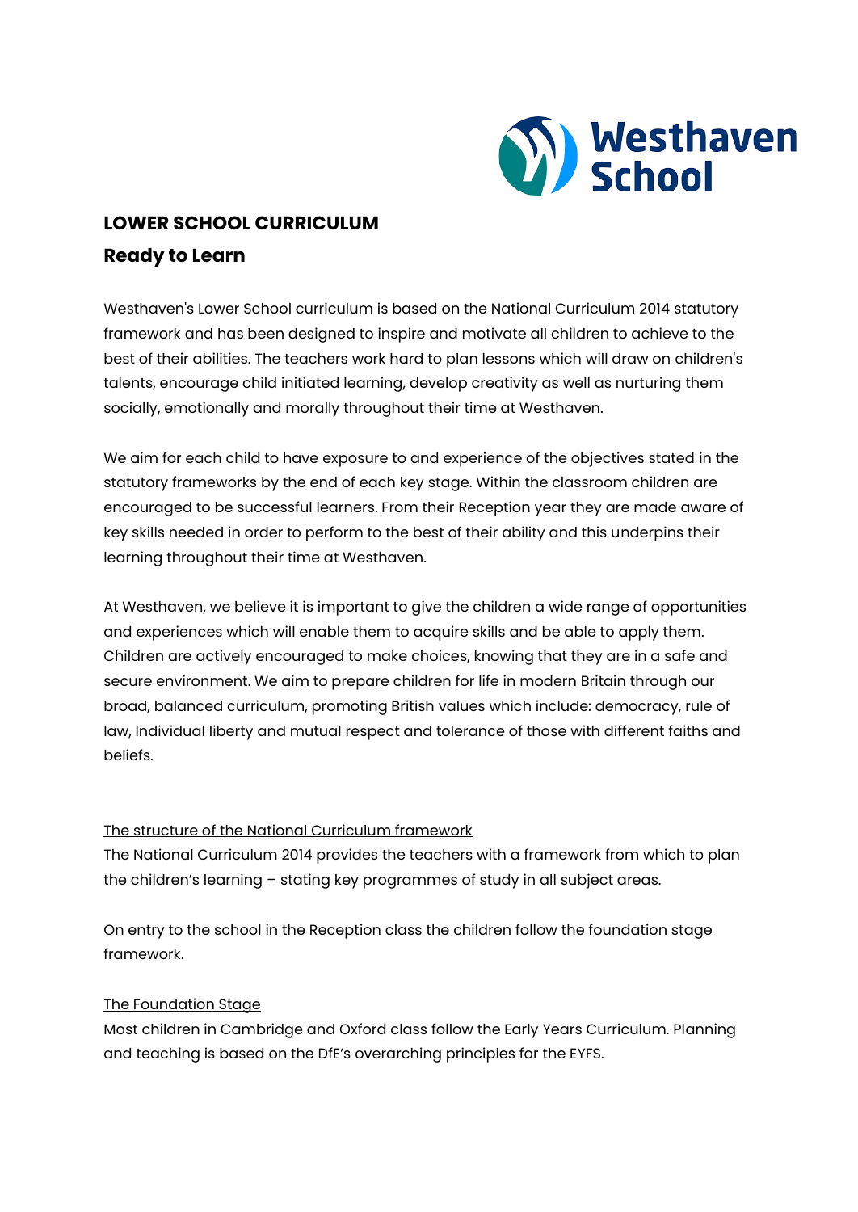# LOWER SCHOOL CURRICULUM

## Ready to Learn

Westhaven's Lower School curriculum is based on the National Curriculum 2014 statutory framework and has been designed to inspire and motivate all children to achieve to the best of their abilities. The teachers work hard to plan lessons which will draw on children's talents, encourage child initiated learning, develop creativity as well as nurturing them socially, emotionally and morally throughout their time at Westhaven.

We aim for each child to have exposure to and experience of the objectives stated in the statutory frameworks by the end of each key stage. Within the classroom children are encouraged to be successful learners. From their Reception year they are made aware of key skills needed in order to perform to the best of their ability and this underpins their learning throughout their time at Westhaven.

At Westhaven, we believe it is important to give the children a wide range of opportunities and experiences which will enable them to acquire skills and be able to apply them. Children are actively encouraged to make choices, knowing that they are in a safe and secure environment. We aim to prepare children for life in modern Britain through our broad, balanced curriculum, promoting British values which include: democracy, rule of law, Individual liberty and mutual respect and tolerance of those with different faiths and beliefs.

### The structure of the National Curriculum framework

The National Curriculum 2014 provides the teachers with a framework from which to plan the children's learning – stating key programmes of study in all subject areas.

On entry to the school in the Reception class the children follow the foundation stage framework.

### The Foundation Stage

Most children in Cambridge and Oxford class follow the Early Years Curriculum. Planning and teaching is based on the DfE's overarching principles for the EYFS.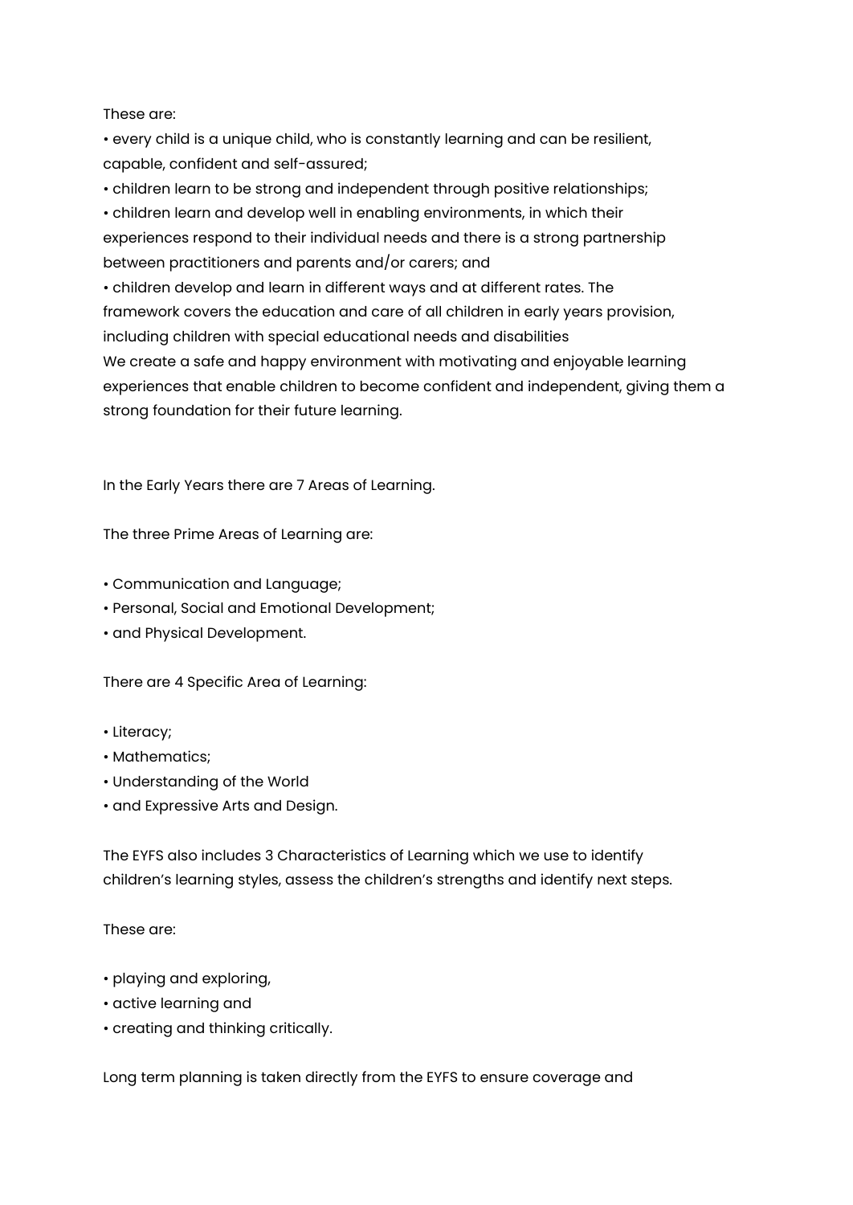These are:

- every child is a unique child, who is constantly learning and can be resilient, capable, confident and self-assured;
- children learn to be strong and independent through positive relationships;
- children learn and develop well in enabling environments, in which their experiences respond to their individual needs and there is a strong partnership between practitioners and parents and/or carers; and
- children develop and learn in different ways and at different rates. The framework covers the education and care of all children in early years provision, including children with special educational needs and disabilities

We create a safe and happy environment with motivating and enjoyable learning experiences that enable children to become confident and independent, giving them a strong foundation for their future learning.

In the Early Years there are 7 Areas of Learning.

The three Prime Areas of Learning are:

- Communication and Language;
- Personal, Social and Emotional Development;
- and Physical Development.

There are 4 Specific Area of Learning:

- Literacy;
- Mathematics;
- Understanding of the World
- and Expressive Arts and Design.

The EYFS also includes 3 Characteristics of Learning which we use to identify children's learning styles, assess the children's strengths and identify next steps.

These are:

- playing and exploring,
- active learning and
- creating and thinking critically.

Long term planning is taken directly from the EYFS to ensure coverage and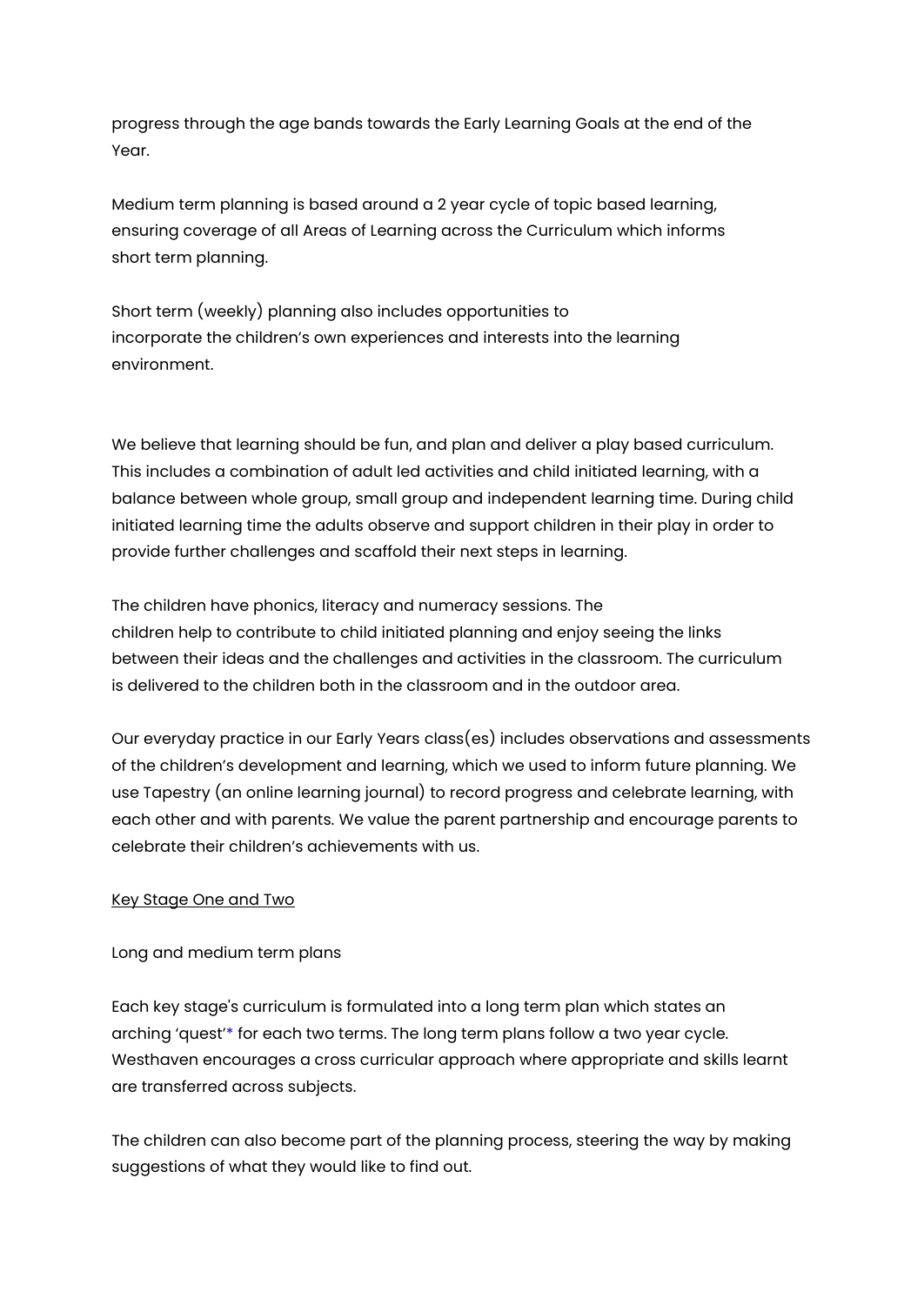progress through the age bands towards the Early Learning Goals at the end of the Year.

Medium term planning is based around a 2 year cycle of topic based learning, ensuring coverage of all Areas of Learning across the Curriculum which informs short term planning.

Short term (weekly) planning also includes opportunities to incorporate the children's own experiences and interests into the learning environment.

We believe that learning should be fun, and plan and deliver a play based curriculum. This includes a combination of adult led activities and child initiated learning, with a balance between whole group, small group and independent learning time. During child initiated learning time the adults observe and support children in their play in order to provide further challenges and scaffold their next steps in learning.

The children have phonics, literacy and numeracy sessions. The children help to contribute to child initiated planning and enjoy seeing the links between their ideas and the challenges and activities in the classroom. The curriculum is delivered to the children both in the classroom and in the outdoor area.

Our everyday practice in our Early Years class(es) includes observations and assessments of the children's development and learning, which we used to inform future planning. We use Tapestry (an online learning journal) to record progress and celebrate learning, with each other and with parents. We value the parent partnership and encourage parents to celebrate their children's achievements with us.

<u>Key Stage One and Two</u>

Long and medium term plans

Each key stage's curriculum is formulated into a long term plan which states an arching 'quest'* for each two terms. The long term plans follow a two year cycle. Westhaven encourages a cross curricular approach where appropriate and skills learnt are transferred across subjects.

The children can also become part of the planning process, steering the way by making suggestions of what they would like to find out.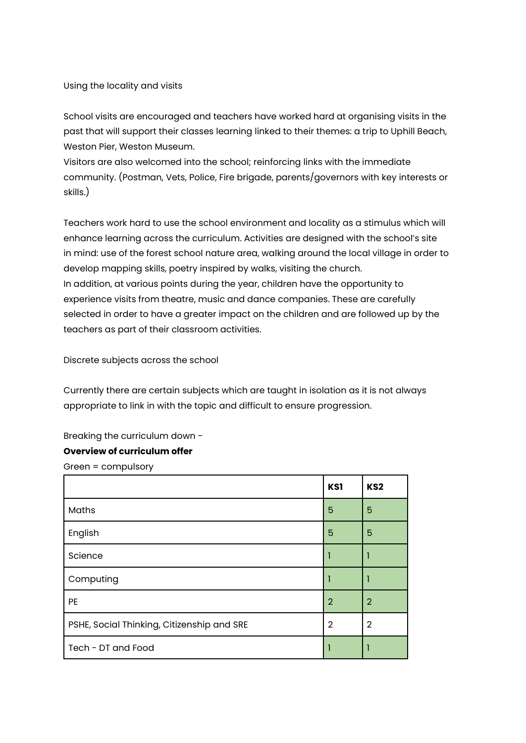Using the locality and visits

School visits are encouraged and teachers have worked hard at organising visits in the past that will support their classes learning linked to their themes: a trip to Uphill Beach, Weston Pier, Weston Museum.
Visitors are also welcomed into the school; reinforcing links with the immediate community. (Postman, Vets, Police, Fire brigade, parents/governors with key interests or skills.)

Teachers work hard to use the school environment and locality as a stimulus which will enhance learning across the curriculum. Activities are designed with the school's site in mind: use of the forest school nature area, walking around the local village in order to develop mapping skills, poetry inspired by walks, visiting the church.
In addition, at various points during the year, children have the opportunity to experience visits from theatre, music and dance companies. These are carefully selected in order to have a greater impact on the children and are followed up by the teachers as part of their classroom activities.

Discrete subjects across the school

Currently there are certain subjects which are taught in isolation as it is not always appropriate to link in with the topic and difficult to ensure progression.

Breaking the curriculum down -

**Overview of curriculum offer**

Green = compulsory

| | **KS1** | **KS2** |
|---|---|---|
| Maths | 5 | 5 |
| English | 5 | 5 |
| Science | 1 | 1 |
| Computing | 1 | 1 |
| PE | 2 | 2 |
| PSHE, Social Thinking, Citizenship and SRE | 2 | 2 |
| Tech - DT and Food | 1 | 1 |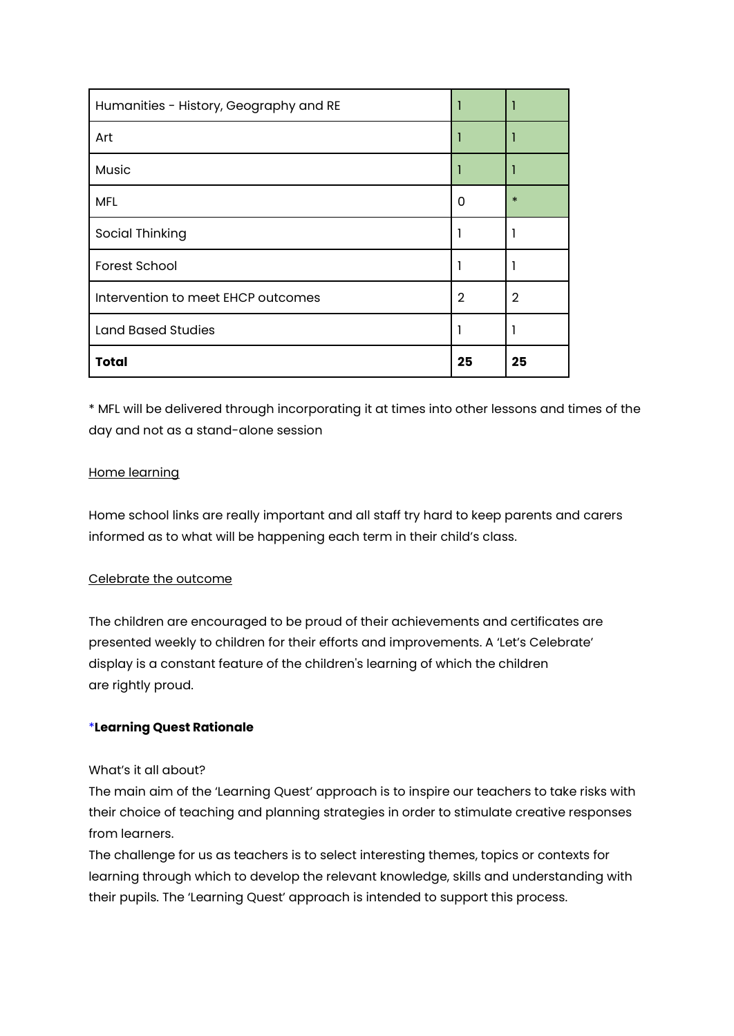| | | |
|---|---|---|
| Humanities - History, Geography and RE | 1 | 1 |
| Art | 1 | 1 |
| Music | 1 | 1 |
| MFL | 0 | * |
| Social Thinking | 1 | 1 |
| Forest School | 1 | 1 |
| Intervention to meet EHCP outcomes | 2 | 2 |
| Land Based Studies | 1 | 1 |
| **Total** | **25** | **25** |

* MFL will be delivered through incorporating it at times into other lessons and times of the day and not as a stand-alone session

Home learning

Home school links are really important and all staff try hard to keep parents and carers informed as to what will be happening each term in their child's class.

Celebrate the outcome

The children are encouraged to be proud of their achievements and certificates are presented weekly to children for their efforts and improvements. A 'Let's Celebrate' display is a constant feature of the children's learning of which the children are rightly proud.

***Learning Quest Rationale**

What's it all about?

The main aim of the 'Learning Quest' approach is to inspire our teachers to take risks with their choice of teaching and planning strategies in order to stimulate creative responses from learners.

The challenge for us as teachers is to select interesting themes, topics or contexts for learning through which to develop the relevant knowledge, skills and understanding with their pupils. The 'Learning Quest' approach is intended to support this process.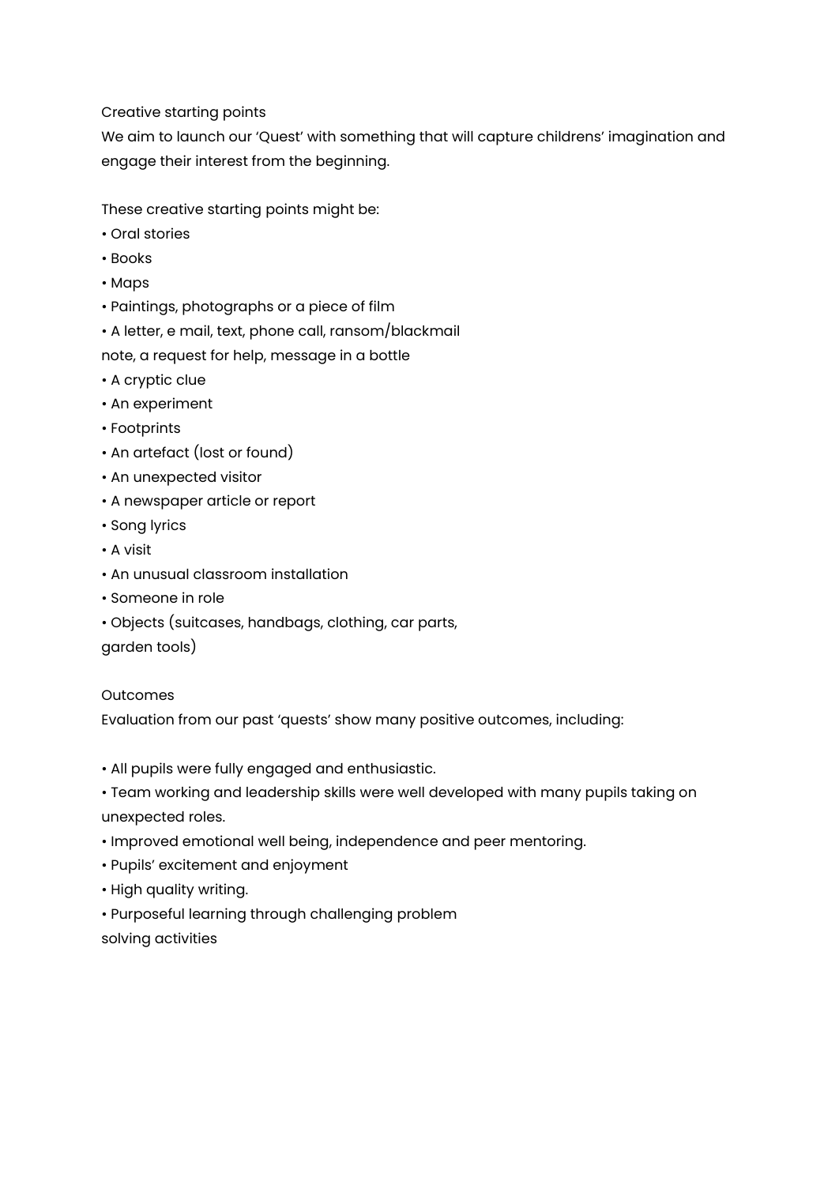## Creative starting points

We aim to launch our 'Quest' with something that will capture childrens' imagination and engage their interest from the beginning.

These creative starting points might be:

- Oral stories
- Books
- Maps
- Paintings, photographs or a piece of film
- A letter, e mail, text, phone call, ransom/blackmail note, a request for help, message in a bottle
- A cryptic clue
- An experiment
- Footprints
- An artefact (lost or found)
- An unexpected visitor
- A newspaper article or report
- Song lyrics
- A visit
- An unusual classroom installation
- Someone in role
- Objects (suitcases, handbags, clothing, car parts, garden tools)

## Outcomes

Evaluation from our past 'quests' show many positive outcomes, including:

- All pupils were fully engaged and enthusiastic.
- Team working and leadership skills were well developed with many pupils taking on unexpected roles.
- Improved emotional well being, independence and peer mentoring.
- Pupils' excitement and enjoyment
- High quality writing.
- Purposeful learning through challenging problem solving activities